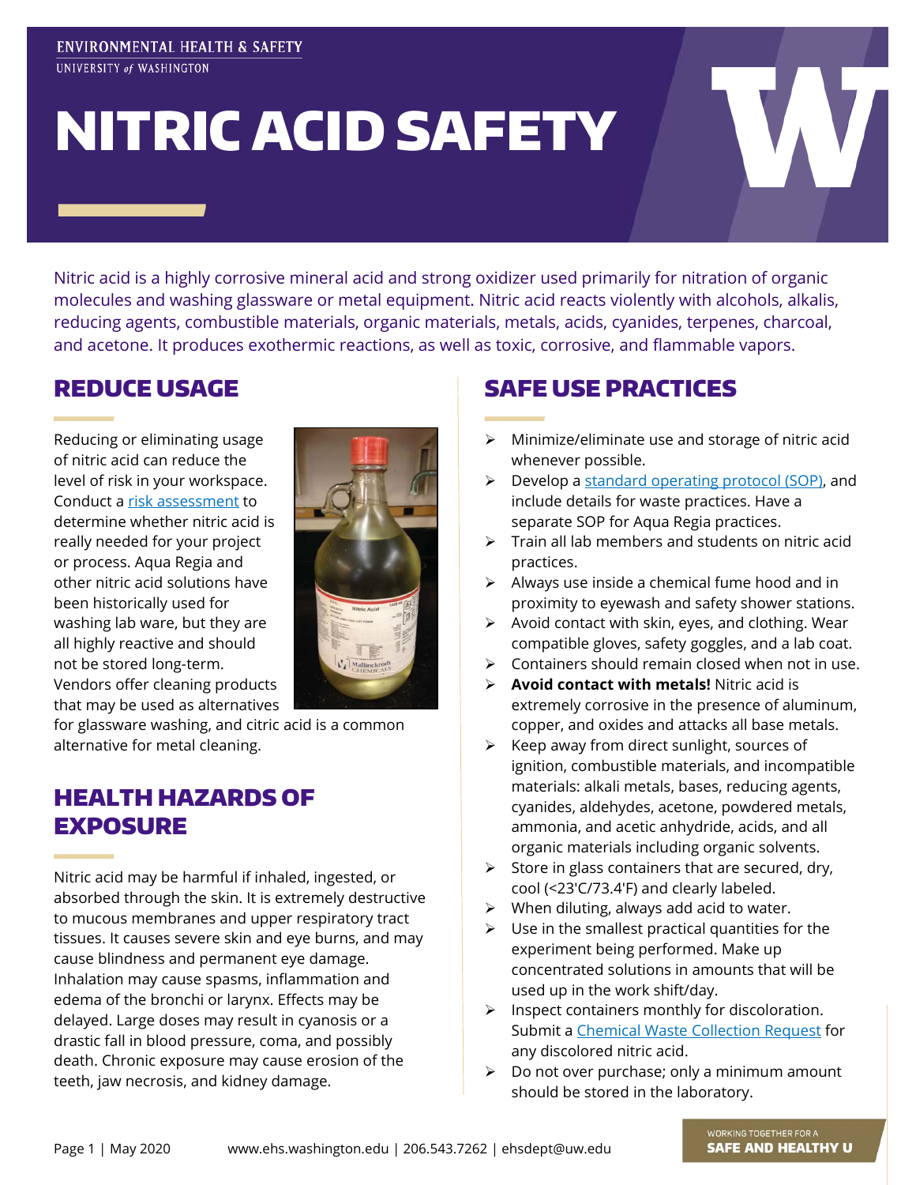ENVIRONMENTAL HEALTH & SAFETY
UNIVERSITY of WASHINGTON

# NITRIC ACID SAFETY

Nitric acid is a highly corrosive mineral acid and strong oxidizer used primarily for nitration of organic molecules and washing glassware or metal equipment. Nitric acid reacts violently with alcohols, alkalis, reducing agents, combustible materials, organic materials, metals, acids, cyanides, terpenes, charcoal, and acetone. It produces exothermic reactions, as well as toxic, corrosive, and flammable vapors.

## REDUCE USAGE

Reducing or eliminating usage of nitric acid can reduce the level of risk in your workspace. Conduct a risk assessment to determine whether nitric acid is really needed for your project or process. Aqua Regia and other nitric acid solutions have been historically used for washing lab ware, but they are all highly reactive and should not be stored long-term. Vendors offer cleaning products that may be used as alternatives for glassware washing, and citric acid is a common alternative for metal cleaning.

## HEALTH HAZARDS OF EXPOSURE

Nitric acid may be harmful if inhaled, ingested, or absorbed through the skin. It is extremely destructive to mucous membranes and upper respiratory tract tissues. It causes severe skin and eye burns, and may cause blindness and permanent eye damage. Inhalation may cause spasms, inflammation and edema of the bronchi or larynx. Effects may be delayed. Large doses may result in cyanosis or a drastic fall in blood pressure, coma, and possibly death. Chronic exposure may cause erosion of the teeth, jaw necrosis, and kidney damage.

## SAFE USE PRACTICES

- Minimize/eliminate use and storage of nitric acid whenever possible.
- Develop a standard operating protocol (SOP), and include details for waste practices. Have a separate SOP for Aqua Regia practices.
- Train all lab members and students on nitric acid practices.
- Always use inside a chemical fume hood and in proximity to eyewash and safety shower stations.
- Avoid contact with skin, eyes, and clothing. Wear compatible gloves, safety goggles, and a lab coat.
- Containers should remain closed when not in use.
- **Avoid contact with metals!** Nitric acid is extremely corrosive in the presence of aluminum, copper, and oxides and attacks all base metals.
- Keep away from direct sunlight, sources of ignition, combustible materials, and incompatible materials: alkali metals, bases, reducing agents, cyanides, aldehydes, acetone, powdered metals, ammonia, and acetic anhydride, acids, and all organic materials including organic solvents.
- Store in glass containers that are secured, dry, cool (<23'C/73.4'F) and clearly labeled.
- When diluting, always add acid to water.
- Use in the smallest practical quantities for the experiment being performed. Make up concentrated solutions in amounts that will be used up in the work shift/day.
- Inspect containers monthly for discoloration. Submit a Chemical Waste Collection Request for any discolored nitric acid.
- Do not over purchase; only a minimum amount should be stored in the laboratory.

Page 1 | May 2020 www.ehs.washington.edu | 206.543.7262 | ehsdept@uw.edu

WORKING TOGETHER FOR A SAFE AND HEALTHY U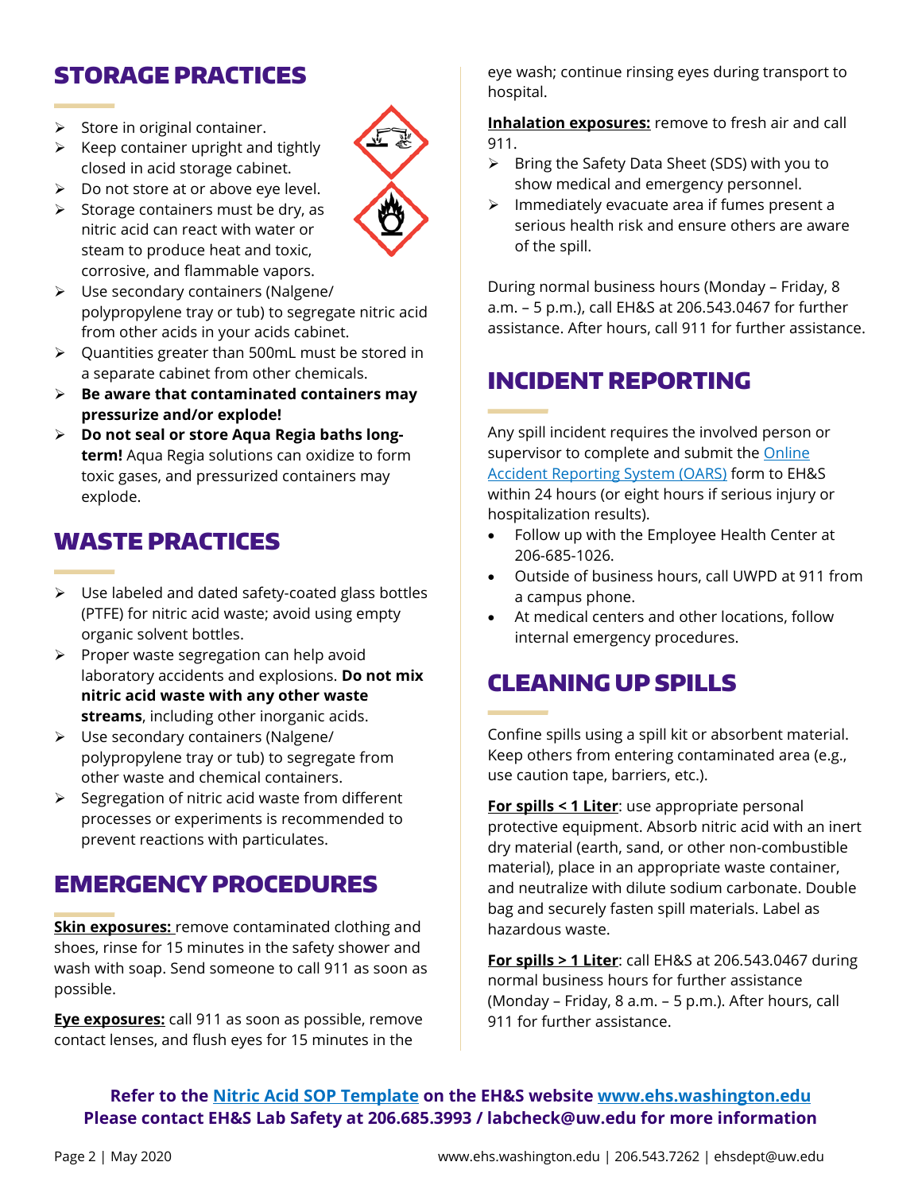## STORAGE PRACTICES

- Store in original container.
- Keep container upright and tightly closed in acid storage cabinet.
- Do not store at or above eye level.
- Storage containers must be dry, as nitric acid can react with water or steam to produce heat and toxic, corrosive, and flammable vapors.
- Use secondary containers (Nalgene/ polypropylene tray or tub) to segregate nitric acid from other acids in your acids cabinet.
- Quantities greater than 500mL must be stored in a separate cabinet from other chemicals.
- **Be aware that contaminated containers may pressurize and/or explode!**
- **Do not seal or store Aqua Regia baths long-term!** Aqua Regia solutions can oxidize to form toxic gases, and pressurized containers may explode.

## WASTE PRACTICES

- Use labeled and dated safety-coated glass bottles (PTFE) for nitric acid waste; avoid using empty organic solvent bottles.
- Proper waste segregation can help avoid laboratory accidents and explosions. **Do not mix nitric acid waste with any other waste streams**, including other inorganic acids.
- Use secondary containers (Nalgene/ polypropylene tray or tub) to segregate from other waste and chemical containers.
- Segregation of nitric acid waste from different processes or experiments is recommended to prevent reactions with particulates.

## EMERGENCY PROCEDURES

**Skin exposures:** remove contaminated clothing and shoes, rinse for 15 minutes in the safety shower and wash with soap. Send someone to call 911 as soon as possible.

**Eye exposures:** call 911 as soon as possible, remove contact lenses, and flush eyes for 15 minutes in the eye wash; continue rinsing eyes during transport to hospital.

**Inhalation exposures:** remove to fresh air and call 911.

- Bring the Safety Data Sheet (SDS) with you to show medical and emergency personnel.
- Immediately evacuate area if fumes present a serious health risk and ensure others are aware of the spill.

During normal business hours (Monday – Friday, 8 a.m. – 5 p.m.), call EH&S at 206.543.0467 for further assistance. After hours, call 911 for further assistance.

## INCIDENT REPORTING

Any spill incident requires the involved person or supervisor to complete and submit the Online Accident Reporting System (OARS) form to EH&S within 24 hours (or eight hours if serious injury or hospitalization results).

- Follow up with the Employee Health Center at 206-685-1026.
- Outside of business hours, call UWPD at 911 from a campus phone.
- At medical centers and other locations, follow internal emergency procedures.

## CLEANING UP SPILLS

Confine spills using a spill kit or absorbent material. Keep others from entering contaminated area (e.g., use caution tape, barriers, etc.).

**For spills < 1 Liter**: use appropriate personal protective equipment. Absorb nitric acid with an inert dry material (earth, sand, or other non-combustible material), place in an appropriate waste container, and neutralize with dilute sodium carbonate. Double bag and securely fasten spill materials. Label as hazardous waste.

**For spills > 1 Liter**: call EH&S at 206.543.0467 during normal business hours for further assistance (Monday – Friday, 8 a.m. – 5 p.m.). After hours, call 911 for further assistance.

**Refer to the Nitric Acid SOP Template on the EH&S website www.ehs.washington.edu**
**Please contact EH&S Lab Safety at 206.685.3993 / labcheck@uw.edu for more information**